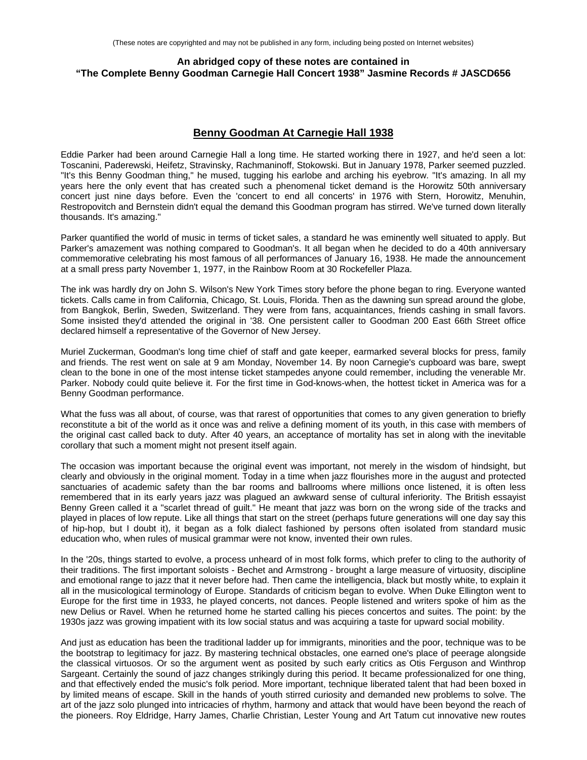(These notes are copyrighted and may not be published in any form, including being posted on Internet websites)

**An abridged copy of these notes are contained in**
**"The Complete Benny Goodman Carnegie Hall Concert 1938" Jasmine Records # JASCD656**

# Benny Goodman At Carnegie Hall 1938

Eddie Parker had been around Carnegie Hall a long time. He started working there in 1927, and he'd seen a lot: Toscanini, Paderewski, Heifetz, Stravinsky, Rachmaninoff, Stokowski. But in January 1978, Parker seemed puzzled. "It's this Benny Goodman thing," he mused, tugging his earlobe and arching his eyebrow. "It's amazing. In all my years here the only event that has created such a phenomenal ticket demand is the Horowitz 50th anniversary concert just nine days before. Even the 'concert to end all concerts' in 1976 with Stern, Horowitz, Menuhin, Restropovitch and Bernstein didn't equal the demand this Goodman program has stirred. We've turned down literally thousands. It's amazing."

Parker quantified the world of music in terms of ticket sales, a standard he was eminently well situated to apply. But Parker's amazement was nothing compared to Goodman's. It all began when he decided to do a 40th anniversary commemorative celebrating his most famous of all performances of January 16, 1938. He made the announcement at a small press party November 1, 1977, in the Rainbow Room at 30 Rockefeller Plaza.

The ink was hardly dry on John S. Wilson's New York Times story before the phone began to ring. Everyone wanted tickets. Calls came in from California, Chicago, St. Louis, Florida. Then as the dawning sun spread around the globe, from Bangkok, Berlin, Sweden, Switzerland. They were from fans, acquaintances, friends cashing in small favors. Some insisted they'd attended the original in '38. One persistent caller to Goodman 200 East 66th Street office declared himself a representative of the Governor of New Jersey.

Muriel Zuckerman, Goodman's long time chief of staff and gate keeper, earmarked several blocks for press, family and friends. The rest went on sale at 9 am Monday, November 14. By noon Carnegie's cupboard was bare, swept clean to the bone in one of the most intense ticket stampedes anyone could remember, including the venerable Mr. Parker. Nobody could quite believe it. For the first time in God-knows-when, the hottest ticket in America was for a Benny Goodman performance.

What the fuss was all about, of course, was that rarest of opportunities that comes to any given generation to briefly reconstitute a bit of the world as it once was and relive a defining moment of its youth, in this case with members of the original cast called back to duty. After 40 years, an acceptance of mortality has set in along with the inevitable corollary that such a moment might not present itself again.

The occasion was important because the original event was important, not merely in the wisdom of hindsight, but clearly and obviously in the original moment. Today in a time when jazz flourishes more in the august and protected sanctuaries of academic safety than the bar rooms and ballrooms where millions once listened, it is often less remembered that in its early years jazz was plagued an awkward sense of cultural inferiority. The British essayist Benny Green called it a "scarlet thread of guilt." He meant that jazz was born on the wrong side of the tracks and played in places of low repute. Like all things that start on the street (perhaps future generations will one day say this of hip-hop, but I doubt it), it began as a folk dialect fashioned by persons often isolated from standard music education who, when rules of musical grammar were not know, invented their own rules.

In the '20s, things started to evolve, a process unheard of in most folk forms, which prefer to cling to the authority of their traditions. The first important soloists - Bechet and Armstrong - brought a large measure of virtuosity, discipline and emotional range to jazz that it never before had. Then came the intelligencia, black but mostly white, to explain it all in the musicological terminology of Europe. Standards of criticism began to evolve. When Duke Ellington went to Europe for the first time in 1933, he played concerts, not dances. People listened and writers spoke of him as the new Delius or Ravel. When he returned home he started calling his pieces concertos and suites. The point: by the 1930s jazz was growing impatient with its low social status and was acquiring a taste for upward social mobility.

And just as education has been the traditional ladder up for immigrants, minorities and the poor, technique was to be the bootstrap to legitimacy for jazz. By mastering technical obstacles, one earned one's place of peerage alongside the classical virtuosos. Or so the argument went as posited by such early critics as Otis Ferguson and Winthrop Sargeant. Certainly the sound of jazz changes strikingly during this period. It became professionalized for one thing, and that effectively ended the music's folk period. More important, technique liberated talent that had been boxed in by limited means of escape. Skill in the hands of youth stirred curiosity and demanded new problems to solve. The art of the jazz solo plunged into intricacies of rhythm, harmony and attack that would have been beyond the reach of the pioneers. Roy Eldridge, Harry James, Charlie Christian, Lester Young and Art Tatum cut innovative new routes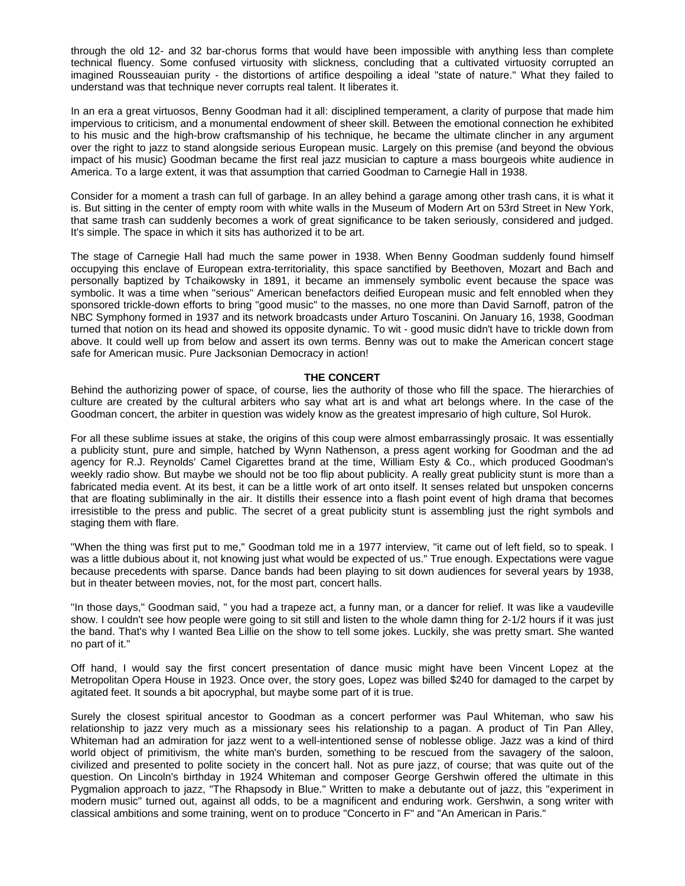through the old 12- and 32 bar-chorus forms that would have been impossible with anything less than complete technical fluency. Some confused virtuosity with slickness, concluding that a cultivated virtuosity corrupted an imagined Rousseauian purity - the distortions of artifice despoiling a ideal "state of nature." What they failed to understand was that technique never corrupts real talent. It liberates it.

In an era a great virtuosos, Benny Goodman had it all: disciplined temperament, a clarity of purpose that made him impervious to criticism, and a monumental endowment of sheer skill. Between the emotional connection he exhibited to his music and the high-brow craftsmanship of his technique, he became the ultimate clincher in any argument over the right to jazz to stand alongside serious European music. Largely on this premise (and beyond the obvious impact of his music) Goodman became the first real jazz musician to capture a mass bourgeois white audience in America. To a large extent, it was that assumption that carried Goodman to Carnegie Hall in 1938.

Consider for a moment a trash can full of garbage. In an alley behind a garage among other trash cans, it is what it is. But sitting in the center of empty room with white walls in the Museum of Modern Art on 53rd Street in New York, that same trash can suddenly becomes a work of great significance to be taken seriously, considered and judged. It's simple. The space in which it sits has authorized it to be art.

The stage of Carnegie Hall had much the same power in 1938. When Benny Goodman suddenly found himself occupying this enclave of European extra-territoriality, this space sanctified by Beethoven, Mozart and Bach and personally baptized by Tchaikowsky in 1891, it became an immensely symbolic event because the space was symbolic. It was a time when "serious" American benefactors deified European music and felt ennobled when they sponsored trickle-down efforts to bring "good music" to the masses, no one more than David Sarnoff, patron of the NBC Symphony formed in 1937 and its network broadcasts under Arturo Toscanini. On January 16, 1938, Goodman turned that notion on its head and showed its opposite dynamic. To wit - good music didn't have to trickle down from above. It could well up from below and assert its own terms. Benny was out to make the American concert stage safe for American music. Pure Jacksonian Democracy in action!

**THE CONCERT**

Behind the authorizing power of space, of course, lies the authority of those who fill the space. The hierarchies of culture are created by the cultural arbiters who say what art is and what art belongs where. In the case of the Goodman concert, the arbiter in question was widely know as the greatest impresario of high culture, Sol Hurok.

For all these sublime issues at stake, the origins of this coup were almost embarrassingly prosaic. It was essentially a publicity stunt, pure and simple, hatched by Wynn Nathenson, a press agent working for Goodman and the ad agency for R.J. Reynolds' Camel Cigarettes brand at the time, William Esty & Co., which produced Goodman's weekly radio show. But maybe we should not be too flip about publicity. A really great publicity stunt is more than a fabricated media event. At its best, it can be a little work of art onto itself. It senses related but unspoken concerns that are floating subliminally in the air. It distills their essence into a flash point event of high drama that becomes irresistible to the press and public. The secret of a great publicity stunt is assembling just the right symbols and staging them with flare.

"When the thing was first put to me," Goodman told me in a 1977 interview, "it came out of left field, so to speak. I was a little dubious about it, not knowing just what would be expected of us." True enough. Expectations were vague because precedents with sparse. Dance bands had been playing to sit down audiences for several years by 1938, but in theater between movies, not, for the most part, concert halls.

"In those days," Goodman said, " you had a trapeze act, a funny man, or a dancer for relief. It was like a vaudeville show. I couldn't see how people were going to sit still and listen to the whole damn thing for 2-1/2 hours if it was just the band. That's why I wanted Bea Lillie on the show to tell some jokes. Luckily, she was pretty smart. She wanted no part of it."

Off hand, I would say the first concert presentation of dance music might have been Vincent Lopez at the Metropolitan Opera House in 1923. Once over, the story goes, Lopez was billed $240 for damaged to the carpet by agitated feet. It sounds a bit apocryphal, but maybe some part of it is true.

Surely the closest spiritual ancestor to Goodman as a concert performer was Paul Whiteman, who saw his relationship to jazz very much as a missionary sees his relationship to a pagan. A product of Tin Pan Alley, Whiteman had an admiration for jazz went to a well-intentioned sense of noblesse oblige. Jazz was a kind of third world object of primitivism, the white man's burden, something to be rescued from the savagery of the saloon, civilized and presented to polite society in the concert hall. Not as pure jazz, of course; that was quite out of the question. On Lincoln's birthday in 1924 Whiteman and composer George Gershwin offered the ultimate in this Pygmalion approach to jazz, "The Rhapsody in Blue." Written to make a debutante out of jazz, this "experiment in modern music" turned out, against all odds, to be a magnificent and enduring work. Gershwin, a song writer with classical ambitions and some training, went on to produce "Concerto in F" and "An American in Paris."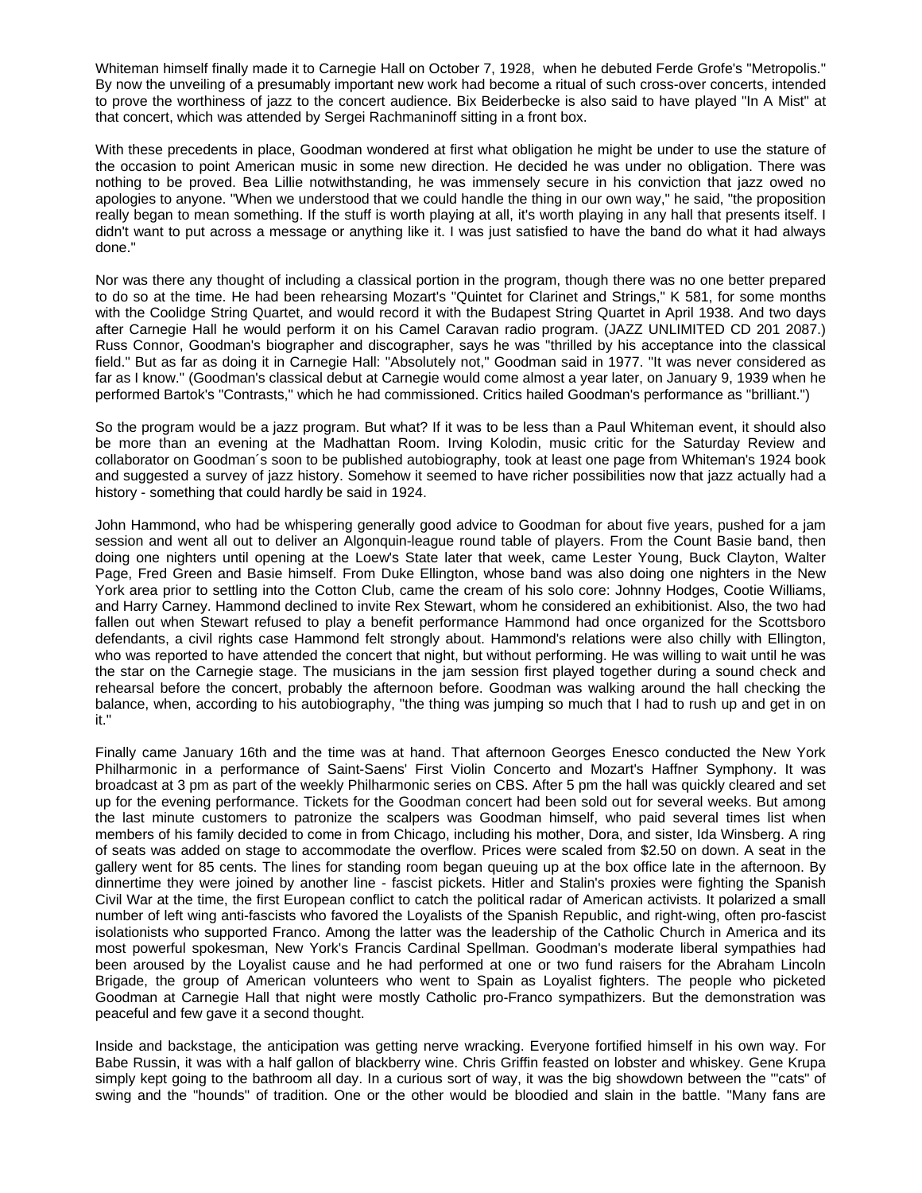Whiteman himself finally made it to Carnegie Hall on October 7, 1928, when he debuted Ferde Grofe's "Metropolis." By now the unveiling of a presumably important new work had become a ritual of such cross-over concerts, intended to prove the worthiness of jazz to the concert audience. Bix Beiderbecke is also said to have played "In A Mist" at that concert, which was attended by Sergei Rachmaninoff sitting in a front box.

With these precedents in place, Goodman wondered at first what obligation he might be under to use the stature of the occasion to point American music in some new direction. He decided he was under no obligation. There was nothing to be proved. Bea Lillie notwithstanding, he was immensely secure in his conviction that jazz owed no apologies to anyone. "When we understood that we could handle the thing in our own way," he said, "the proposition really began to mean something. If the stuff is worth playing at all, it's worth playing in any hall that presents itself. I didn't want to put across a message or anything like it. I was just satisfied to have the band do what it had always done."

Nor was there any thought of including a classical portion in the program, though there was no one better prepared to do so at the time. He had been rehearsing Mozart's "Quintet for Clarinet and Strings," K 581, for some months with the Coolidge String Quartet, and would record it with the Budapest String Quartet in April 1938. And two days after Carnegie Hall he would perform it on his Camel Caravan radio program. (JAZZ UNLIMITED CD 201 2087.) Russ Connor, Goodman's biographer and discographer, says he was "thrilled by his acceptance into the classical field." But as far as doing it in Carnegie Hall: "Absolutely not," Goodman said in 1977. "It was never considered as far as I know." (Goodman's classical debut at Carnegie would come almost a year later, on January 9, 1939 when he performed Bartok's "Contrasts," which he had commissioned. Critics hailed Goodman's performance as "brilliant.")

So the program would be a jazz program. But what? If it was to be less than a Paul Whiteman event, it should also be more than an evening at the Madhattan Room. Irving Kolodin, music critic for the Saturday Review and collaborator on Goodman´s soon to be published autobiography, took at least one page from Whiteman's 1924 book and suggested a survey of jazz history. Somehow it seemed to have richer possibilities now that jazz actually had a history - something that could hardly be said in 1924.

John Hammond, who had be whispering generally good advice to Goodman for about five years, pushed for a jam session and went all out to deliver an Algonquin-league round table of players. From the Count Basie band, then doing one nighters until opening at the Loew's State later that week, came Lester Young, Buck Clayton, Walter Page, Fred Green and Basie himself. From Duke Ellington, whose band was also doing one nighters in the New York area prior to settling into the Cotton Club, came the cream of his solo core: Johnny Hodges, Cootie Williams, and Harry Carney. Hammond declined to invite Rex Stewart, whom he considered an exhibitionist. Also, the two had fallen out when Stewart refused to play a benefit performance Hammond had once organized for the Scottsboro defendants, a civil rights case Hammond felt strongly about. Hammond's relations were also chilly with Ellington, who was reported to have attended the concert that night, but without performing. He was willing to wait until he was the star on the Carnegie stage. The musicians in the jam session first played together during a sound check and rehearsal before the concert, probably the afternoon before. Goodman was walking around the hall checking the balance, when, according to his autobiography, "the thing was jumping so much that I had to rush up and get in on it."

Finally came January 16th and the time was at hand. That afternoon Georges Enesco conducted the New York Philharmonic in a performance of Saint-Saens' First Violin Concerto and Mozart's Haffner Symphony. It was broadcast at 3 pm as part of the weekly Philharmonic series on CBS. After 5 pm the hall was quickly cleared and set up for the evening performance. Tickets for the Goodman concert had been sold out for several weeks. But among the last minute customers to patronize the scalpers was Goodman himself, who paid several times list when members of his family decided to come in from Chicago, including his mother, Dora, and sister, Ida Winsberg. A ring of seats was added on stage to accommodate the overflow. Prices were scaled from $2.50 on down. A seat in the gallery went for 85 cents. The lines for standing room began queuing up at the box office late in the afternoon. By dinnertime they were joined by another line - fascist pickets. Hitler and Stalin's proxies were fighting the Spanish Civil War at the time, the first European conflict to catch the political radar of American activists. It polarized a small number of left wing anti-fascists who favored the Loyalists of the Spanish Republic, and right-wing, often pro-fascist isolationists who supported Franco. Among the latter was the leadership of the Catholic Church in America and its most powerful spokesman, New York's Francis Cardinal Spellman. Goodman's moderate liberal sympathies had been aroused by the Loyalist cause and he had performed at one or two fund raisers for the Abraham Lincoln Brigade, the group of American volunteers who went to Spain as Loyalist fighters. The people who picketed Goodman at Carnegie Hall that night were mostly Catholic pro-Franco sympathizers. But the demonstration was peaceful and few gave it a second thought.

Inside and backstage, the anticipation was getting nerve wracking. Everyone fortified himself in his own way. For Babe Russin, it was with a half gallon of blackberry wine. Chris Griffin feasted on lobster and whiskey. Gene Krupa simply kept going to the bathroom all day. In a curious sort of way, it was the big showdown between the "'cats" of swing and the "hounds" of tradition. One or the other would be bloodied and slain in the battle. "Many fans are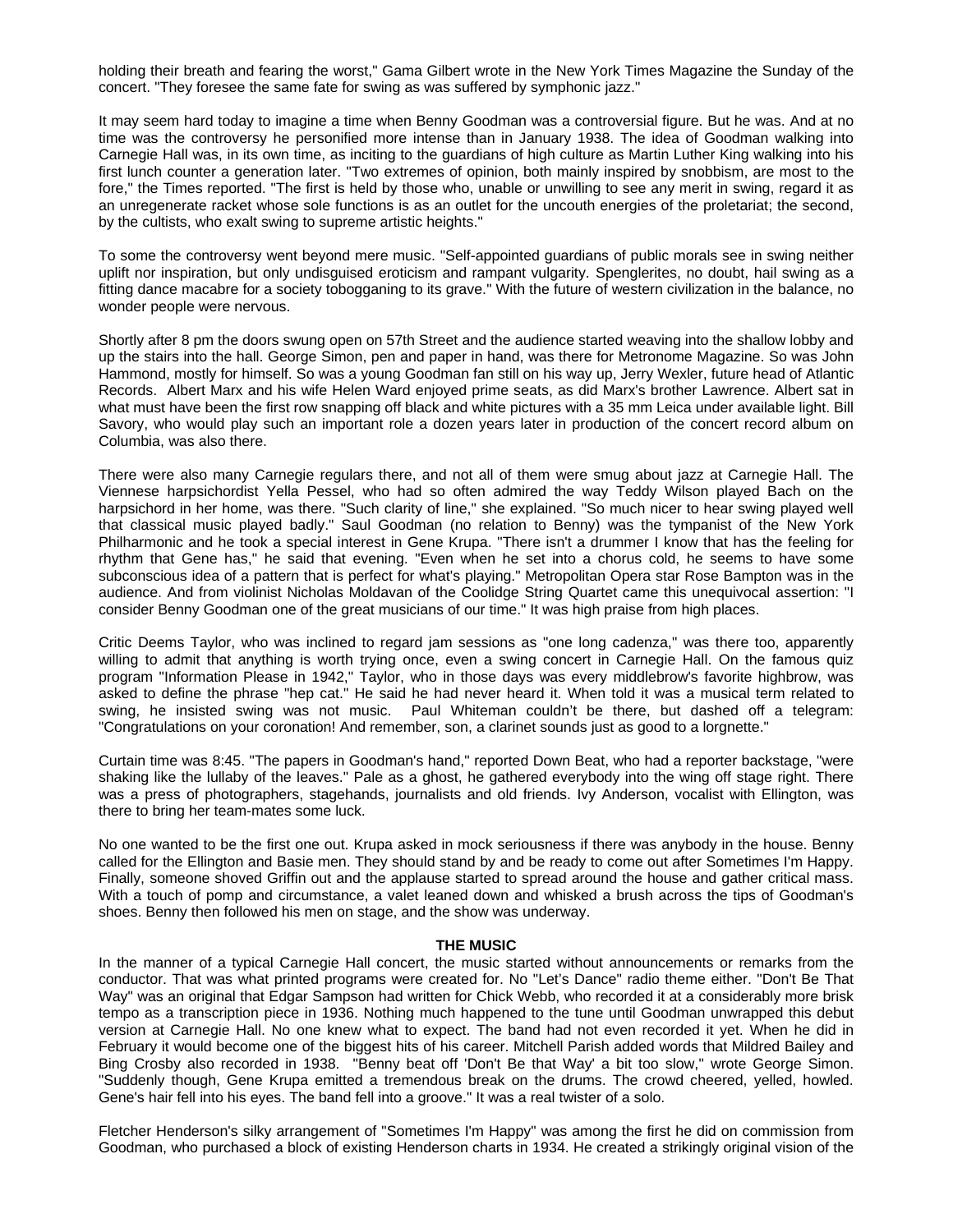holding their breath and fearing the worst," Gama Gilbert wrote in the New York Times Magazine the Sunday of the concert. "They foresee the same fate for swing as was suffered by symphonic jazz."

It may seem hard today to imagine a time when Benny Goodman was a controversial figure. But he was. And at no time was the controversy he personified more intense than in January 1938. The idea of Goodman walking into Carnegie Hall was, in its own time, as inciting to the guardians of high culture as Martin Luther King walking into his first lunch counter a generation later. "Two extremes of opinion, both mainly inspired by snobbism, are most to the fore," the Times reported. "The first is held by those who, unable or unwilling to see any merit in swing, regard it as an unregenerate racket whose sole functions is as an outlet for the uncouth energies of the proletariat; the second, by the cultists, who exalt swing to supreme artistic heights."

To some the controversy went beyond mere music. "Self-appointed guardians of public morals see in swing neither uplift nor inspiration, but only undisguised eroticism and rampant vulgarity. Spenglerites, no doubt, hail swing as a fitting dance macabre for a society tobogganing to its grave." With the future of western civilization in the balance, no wonder people were nervous.

Shortly after 8 pm the doors swung open on 57th Street and the audience started weaving into the shallow lobby and up the stairs into the hall. George Simon, pen and paper in hand, was there for Metronome Magazine. So was John Hammond, mostly for himself. So was a young Goodman fan still on his way up, Jerry Wexler, future head of Atlantic Records. Albert Marx and his wife Helen Ward enjoyed prime seats, as did Marx's brother Lawrence. Albert sat in what must have been the first row snapping off black and white pictures with a 35 mm Leica under available light. Bill Savory, who would play such an important role a dozen years later in production of the concert record album on Columbia, was also there.

There were also many Carnegie regulars there, and not all of them were smug about jazz at Carnegie Hall. The Viennese harpsichordist Yella Pessel, who had so often admired the way Teddy Wilson played Bach on the harpsichord in her home, was there. "Such clarity of line," she explained. "So much nicer to hear swing played well that classical music played badly." Saul Goodman (no relation to Benny) was the tympanist of the New York Philharmonic and he took a special interest in Gene Krupa. "There isn't a drummer I know that has the feeling for rhythm that Gene has," he said that evening. "Even when he set into a chorus cold, he seems to have some subconscious idea of a pattern that is perfect for what's playing." Metropolitan Opera star Rose Bampton was in the audience. And from violinist Nicholas Moldavan of the Coolidge String Quartet came this unequivocal assertion: "I consider Benny Goodman one of the great musicians of our time." It was high praise from high places.

Critic Deems Taylor, who was inclined to regard jam sessions as "one long cadenza," was there too, apparently willing to admit that anything is worth trying once, even a swing concert in Carnegie Hall. On the famous quiz program "Information Please in 1942," Taylor, who in those days was every middlebrow's favorite highbrow, was asked to define the phrase "hep cat." He said he had never heard it. When told it was a musical term related to swing, he insisted swing was not music. Paul Whiteman couldn't be there, but dashed off a telegram: "Congratulations on your coronation! And remember, son, a clarinet sounds just as good to a lorgnette."

Curtain time was 8:45. "The papers in Goodman's hand," reported Down Beat, who had a reporter backstage, "were shaking like the lullaby of the leaves." Pale as a ghost, he gathered everybody into the wing off stage right. There was a press of photographers, stagehands, journalists and old friends. Ivy Anderson, vocalist with Ellington, was there to bring her team-mates some luck.

No one wanted to be the first one out. Krupa asked in mock seriousness if there was anybody in the house. Benny called for the Ellington and Basie men. They should stand by and be ready to come out after Sometimes I'm Happy. Finally, someone shoved Griffin out and the applause started to spread around the house and gather critical mass. With a touch of pomp and circumstance, a valet leaned down and whisked a brush across the tips of Goodman's shoes. Benny then followed his men on stage, and the show was underway.

**THE MUSIC**

In the manner of a typical Carnegie Hall concert, the music started without announcements or remarks from the conductor. That was what printed programs were created for. No "Let's Dance" radio theme either. "Don't Be That Way" was an original that Edgar Sampson had written for Chick Webb, who recorded it at a considerably more brisk tempo as a transcription piece in 1936. Nothing much happened to the tune until Goodman unwrapped this debut version at Carnegie Hall. No one knew what to expect. The band had not even recorded it yet. When he did in February it would become one of the biggest hits of his career. Mitchell Parish added words that Mildred Bailey and Bing Crosby also recorded in 1938. "Benny beat off 'Don't Be that Way' a bit too slow," wrote George Simon. "Suddenly though, Gene Krupa emitted a tremendous break on the drums. The crowd cheered, yelled, howled. Gene's hair fell into his eyes. The band fell into a groove." It was a real twister of a solo.

Fletcher Henderson's silky arrangement of "Sometimes I'm Happy" was among the first he did on commission from Goodman, who purchased a block of existing Henderson charts in 1934. He created a strikingly original vision of the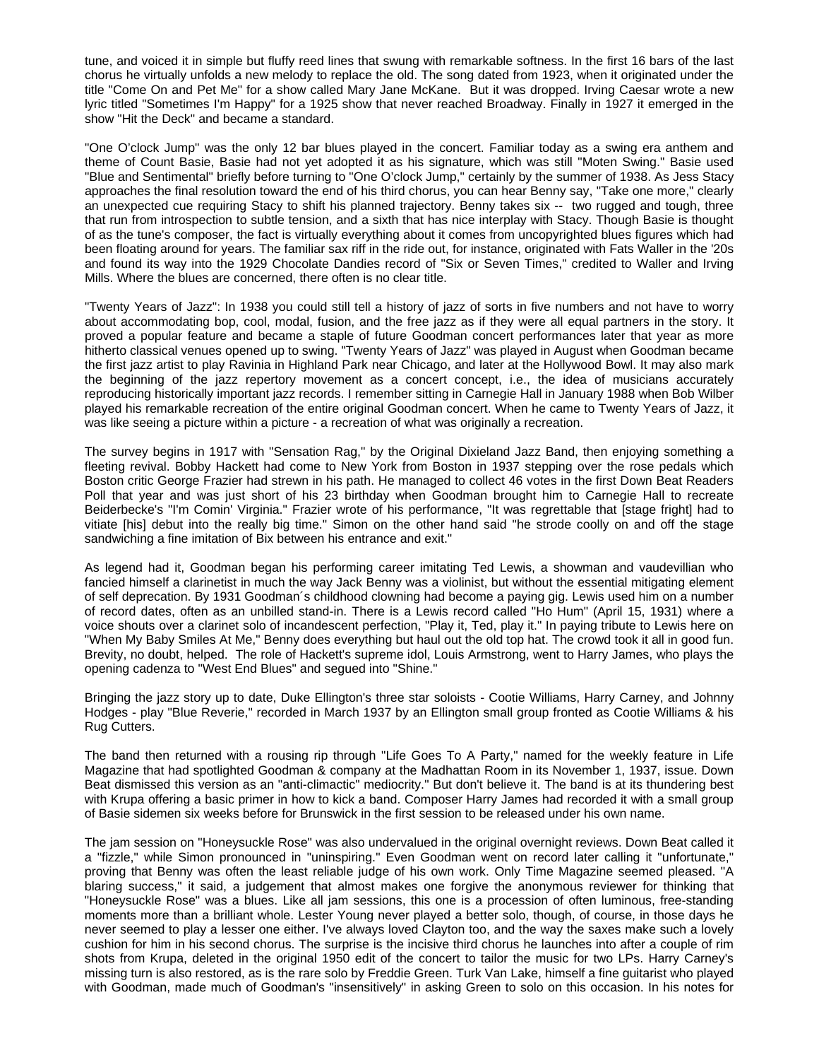tune, and voiced it in simple but fluffy reed lines that swung with remarkable softness. In the first 16 bars of the last chorus he virtually unfolds a new melody to replace the old. The song dated from 1923, when it originated under the title "Come On and Pet Me" for a show called Mary Jane McKane. But it was dropped. Irving Caesar wrote a new lyric titled "Sometimes I'm Happy" for a 1925 show that never reached Broadway. Finally in 1927 it emerged in the show "Hit the Deck" and became a standard.

"One O'clock Jump" was the only 12 bar blues played in the concert. Familiar today as a swing era anthem and theme of Count Basie, Basie had not yet adopted it as his signature, which was still "Moten Swing." Basie used "Blue and Sentimental" briefly before turning to "One O'clock Jump," certainly by the summer of 1938. As Jess Stacy approaches the final resolution toward the end of his third chorus, you can hear Benny say, "Take one more," clearly an unexpected cue requiring Stacy to shift his planned trajectory. Benny takes six -- two rugged and tough, three that run from introspection to subtle tension, and a sixth that has nice interplay with Stacy. Though Basie is thought of as the tune's composer, the fact is virtually everything about it comes from uncopyrighted blues figures which had been floating around for years. The familiar sax riff in the ride out, for instance, originated with Fats Waller in the '20s and found its way into the 1929 Chocolate Dandies record of "Six or Seven Times," credited to Waller and Irving Mills. Where the blues are concerned, there often is no clear title.

"Twenty Years of Jazz": In 1938 you could still tell a history of jazz of sorts in five numbers and not have to worry about accommodating bop, cool, modal, fusion, and the free jazz as if they were all equal partners in the story. It proved a popular feature and became a staple of future Goodman concert performances later that year as more hitherto classical venues opened up to swing. "Twenty Years of Jazz" was played in August when Goodman became the first jazz artist to play Ravinia in Highland Park near Chicago, and later at the Hollywood Bowl. It may also mark the beginning of the jazz repertory movement as a concert concept, i.e., the idea of musicians accurately reproducing historically important jazz records. I remember sitting in Carnegie Hall in January 1988 when Bob Wilber played his remarkable recreation of the entire original Goodman concert. When he came to Twenty Years of Jazz, it was like seeing a picture within a picture - a recreation of what was originally a recreation.

The survey begins in 1917 with "Sensation Rag," by the Original Dixieland Jazz Band, then enjoying something a fleeting revival. Bobby Hackett had come to New York from Boston in 1937 stepping over the rose pedals which Boston critic George Frazier had strewn in his path. He managed to collect 46 votes in the first Down Beat Readers Poll that year and was just short of his 23 birthday when Goodman brought him to Carnegie Hall to recreate Beiderbecke's "I'm Comin' Virginia." Frazier wrote of his performance, "It was regrettable that [stage fright] had to vitiate [his] debut into the really big time." Simon on the other hand said "he strode coolly on and off the stage sandwiching a fine imitation of Bix between his entrance and exit."

As legend had it, Goodman began his performing career imitating Ted Lewis, a showman and vaudevillian who fancied himself a clarinetist in much the way Jack Benny was a violinist, but without the essential mitigating element of self deprecation. By 1931 Goodman´s childhood clowning had become a paying gig. Lewis used him on a number of record dates, often as an unbilled stand-in. There is a Lewis record called "Ho Hum" (April 15, 1931) where a voice shouts over a clarinet solo of incandescent perfection, "Play it, Ted, play it." In paying tribute to Lewis here on "When My Baby Smiles At Me," Benny does everything but haul out the old top hat. The crowd took it all in good fun. Brevity, no doubt, helped. The role of Hackett's supreme idol, Louis Armstrong, went to Harry James, who plays the opening cadenza to "West End Blues" and segued into "Shine."

Bringing the jazz story up to date, Duke Ellington's three star soloists - Cootie Williams, Harry Carney, and Johnny Hodges - play "Blue Reverie," recorded in March 1937 by an Ellington small group fronted as Cootie Williams & his Rug Cutters.

The band then returned with a rousing rip through "Life Goes To A Party," named for the weekly feature in Life Magazine that had spotlighted Goodman & company at the Madhattan Room in its November 1, 1937, issue. Down Beat dismissed this version as an "anti-climactic" mediocrity." But don't believe it. The band is at its thundering best with Krupa offering a basic primer in how to kick a band. Composer Harry James had recorded it with a small group of Basie sidemen six weeks before for Brunswick in the first session to be released under his own name.

The jam session on "Honeysuckle Rose" was also undervalued in the original overnight reviews. Down Beat called it a "fizzle," while Simon pronounced in "uninspiring." Even Goodman went on record later calling it "unfortunate," proving that Benny was often the least reliable judge of his own work. Only Time Magazine seemed pleased. "A blaring success," it said, a judgement that almost makes one forgive the anonymous reviewer for thinking that "Honeysuckle Rose" was a blues. Like all jam sessions, this one is a procession of often luminous, free-standing moments more than a brilliant whole. Lester Young never played a better solo, though, of course, in those days he never seemed to play a lesser one either. I've always loved Clayton too, and the way the saxes make such a lovely cushion for him in his second chorus. The surprise is the incisive third chorus he launches into after a couple of rim shots from Krupa, deleted in the original 1950 edit of the concert to tailor the music for two LPs. Harry Carney's missing turn is also restored, as is the rare solo by Freddie Green. Turk Van Lake, himself a fine guitarist who played with Goodman, made much of Goodman's "insensitively" in asking Green to solo on this occasion. In his notes for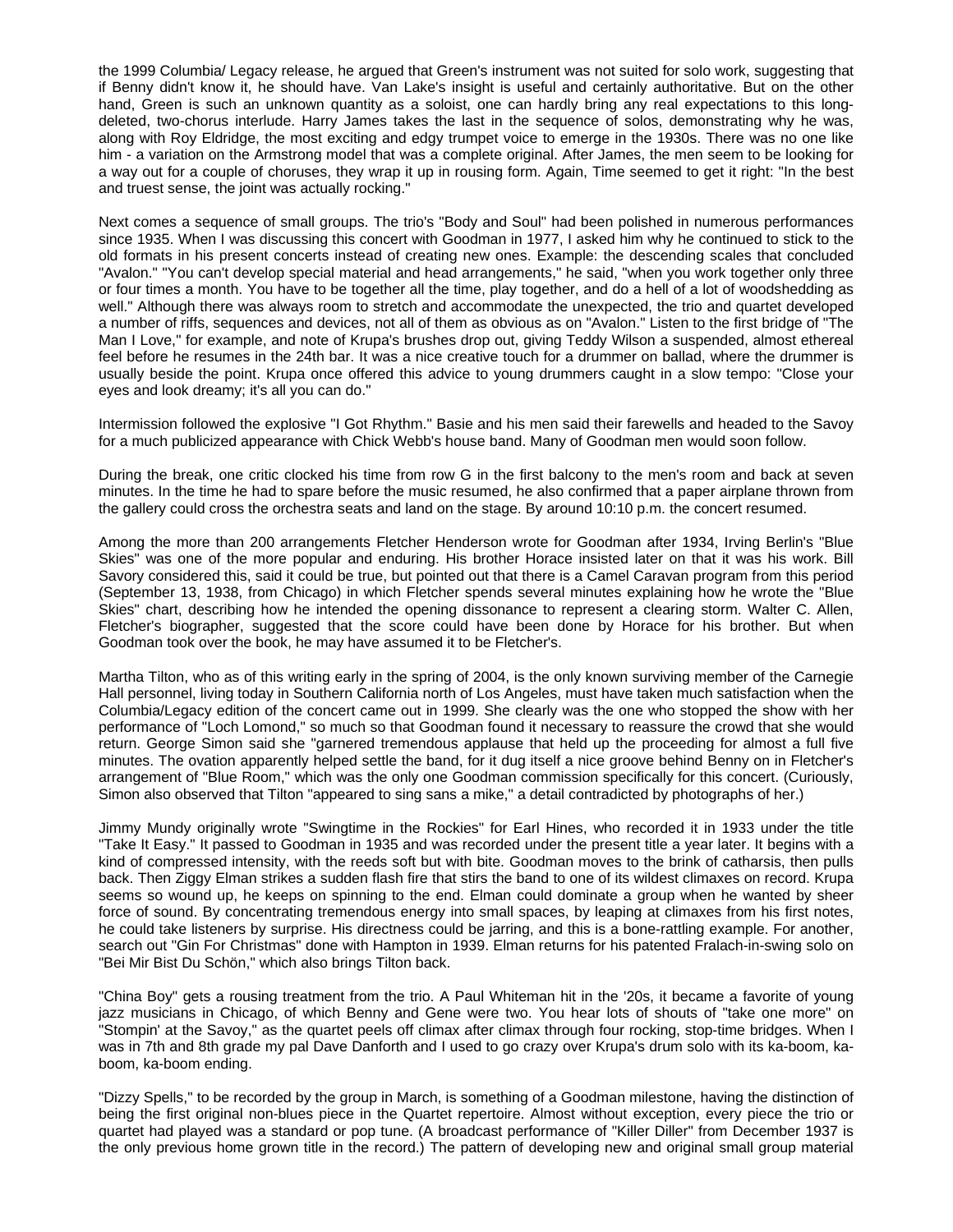the 1999 Columbia/ Legacy release, he argued that Green's instrument was not suited for solo work, suggesting that if Benny didn't know it, he should have. Van Lake's insight is useful and certainly authoritative. But on the other hand, Green is such an unknown quantity as a soloist, one can hardly bring any real expectations to this long-deleted, two-chorus interlude. Harry James takes the last in the sequence of solos, demonstrating why he was, along with Roy Eldridge, the most exciting and edgy trumpet voice to emerge in the 1930s. There was no one like him - a variation on the Armstrong model that was a complete original. After James, the men seem to be looking for a way out for a couple of choruses, they wrap it up in rousing form. Again, Time seemed to get it right: "In the best and truest sense, the joint was actually rocking."

Next comes a sequence of small groups. The trio's "Body and Soul" had been polished in numerous performances since 1935. When I was discussing this concert with Goodman in 1977, I asked him why he continued to stick to the old formats in his present concerts instead of creating new ones. Example: the descending scales that concluded "Avalon." "You can't develop special material and head arrangements," he said, "when you work together only three or four times a month. You have to be together all the time, play together, and do a hell of a lot of woodshedding as well." Although there was always room to stretch and accommodate the unexpected, the trio and quartet developed a number of riffs, sequences and devices, not all of them as obvious as on "Avalon." Listen to the first bridge of "The Man I Love," for example, and note of Krupa's brushes drop out, giving Teddy Wilson a suspended, almost ethereal feel before he resumes in the 24th bar. It was a nice creative touch for a drummer on ballad, where the drummer is usually beside the point. Krupa once offered this advice to young drummers caught in a slow tempo: "Close your eyes and look dreamy; it's all you can do."

Intermission followed the explosive "I Got Rhythm." Basie and his men said their farewells and headed to the Savoy for a much publicized appearance with Chick Webb's house band. Many of Goodman men would soon follow.

During the break, one critic clocked his time from row G in the first balcony to the men's room and back at seven minutes. In the time he had to spare before the music resumed, he also confirmed that a paper airplane thrown from the gallery could cross the orchestra seats and land on the stage. By around 10:10 p.m. the concert resumed.

Among the more than 200 arrangements Fletcher Henderson wrote for Goodman after 1934, Irving Berlin's "Blue Skies" was one of the more popular and enduring. His brother Horace insisted later on that it was his work. Bill Savory considered this, said it could be true, but pointed out that there is a Camel Caravan program from this period (September 13, 1938, from Chicago) in which Fletcher spends several minutes explaining how he wrote the "Blue Skies" chart, describing how he intended the opening dissonance to represent a clearing storm. Walter C. Allen, Fletcher's biographer, suggested that the score could have been done by Horace for his brother. But when Goodman took over the book, he may have assumed it to be Fletcher's.

Martha Tilton, who as of this writing early in the spring of 2004, is the only known surviving member of the Carnegie Hall personnel, living today in Southern California north of Los Angeles, must have taken much satisfaction when the Columbia/Legacy edition of the concert came out in 1999. She clearly was the one who stopped the show with her performance of "Loch Lomond," so much so that Goodman found it necessary to reassure the crowd that she would return. George Simon said she "garnered tremendous applause that held up the proceeding for almost a full five minutes. The ovation apparently helped settle the band, for it dug itself a nice groove behind Benny on in Fletcher's arrangement of "Blue Room," which was the only one Goodman commission specifically for this concert. (Curiously, Simon also observed that Tilton "appeared to sing sans a mike," a detail contradicted by photographs of her.)

Jimmy Mundy originally wrote "Swingtime in the Rockies" for Earl Hines, who recorded it in 1933 under the title "Take It Easy." It passed to Goodman in 1935 and was recorded under the present title a year later. It begins with a kind of compressed intensity, with the reeds soft but with bite. Goodman moves to the brink of catharsis, then pulls back. Then Ziggy Elman strikes a sudden flash fire that stirs the band to one of its wildest climaxes on record. Krupa seems so wound up, he keeps on spinning to the end. Elman could dominate a group when he wanted by sheer force of sound. By concentrating tremendous energy into small spaces, by leaping at climaxes from his first notes, he could take listeners by surprise. His directness could be jarring, and this is a bone-rattling example. For another, search out "Gin For Christmas" done with Hampton in 1939. Elman returns for his patented Fralach-in-swing solo on "Bei Mir Bist Du Schön," which also brings Tilton back.

"China Boy" gets a rousing treatment from the trio. A Paul Whiteman hit in the '20s, it became a favorite of young jazz musicians in Chicago, of which Benny and Gene were two. You hear lots of shouts of "take one more" on "Stompin' at the Savoy," as the quartet peels off climax after climax through four rocking, stop-time bridges. When I was in 7th and 8th grade my pal Dave Danforth and I used to go crazy over Krupa's drum solo with its ka-boom, ka-boom, ka-boom ending.

"Dizzy Spells," to be recorded by the group in March, is something of a Goodman milestone, having the distinction of being the first original non-blues piece in the Quartet repertoire. Almost without exception, every piece the trio or quartet had played was a standard or pop tune. (A broadcast performance of "Killer Diller" from December 1937 is the only previous home grown title in the record.) The pattern of developing new and original small group material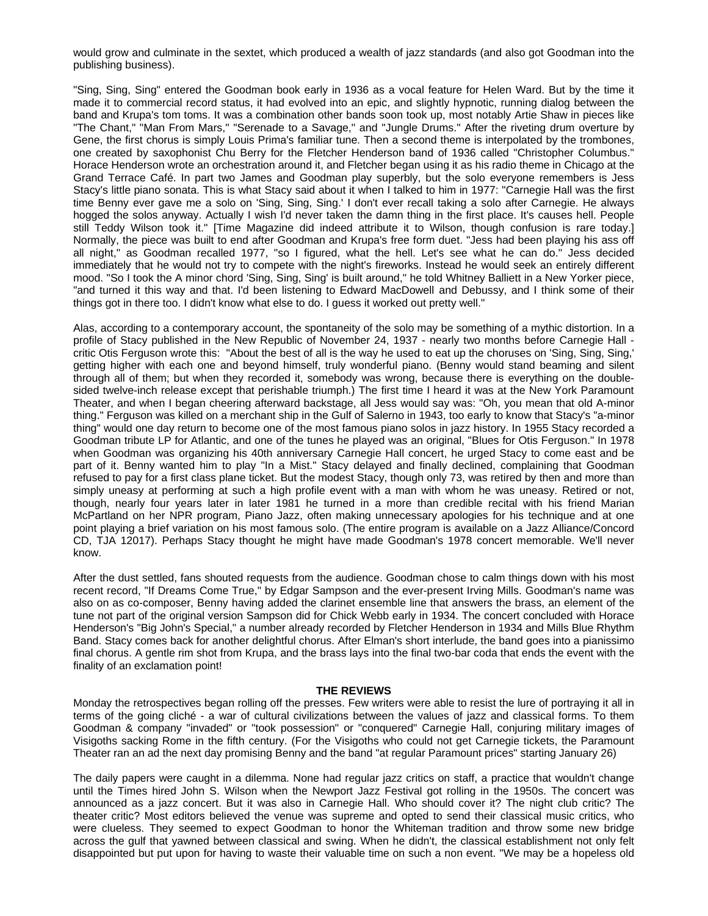would grow and culminate in the sextet, which produced a wealth of jazz standards (and also got Goodman into the publishing business).

"Sing, Sing, Sing" entered the Goodman book early in 1936 as a vocal feature for Helen Ward. But by the time it made it to commercial record status, it had evolved into an epic, and slightly hypnotic, running dialog between the band and Krupa's tom toms. It was a combination other bands soon took up, most notably Artie Shaw in pieces like "The Chant," "Man From Mars," "Serenade to a Savage," and "Jungle Drums." After the riveting drum overture by Gene, the first chorus is simply Louis Prima's familiar tune. Then a second theme is interpolated by the trombones, one created by saxophonist Chu Berry for the Fletcher Henderson band of 1936 called "Christopher Columbus." Horace Henderson wrote an orchestration around it, and Fletcher began using it as his radio theme in Chicago at the Grand Terrace Café. In part two James and Goodman play superbly, but the solo everyone remembers is Jess Stacy's little piano sonata. This is what Stacy said about it when I talked to him in 1977: "Carnegie Hall was the first time Benny ever gave me a solo on 'Sing, Sing, Sing.' I don't ever recall taking a solo after Carnegie. He always hogged the solos anyway. Actually I wish I'd never taken the damn thing in the first place. It's causes hell. People still Teddy Wilson took it." [Time Magazine did indeed attribute it to Wilson, though confusion is rare today.] Normally, the piece was built to end after Goodman and Krupa's free form duet. "Jess had been playing his ass off all night," as Goodman recalled 1977, "so I figured, what the hell. Let's see what he can do." Jess decided immediately that he would not try to compete with the night's fireworks. Instead he would seek an entirely different mood. "So I took the A minor chord 'Sing, Sing, Sing' is built around," he told Whitney Balliett in a New Yorker piece, "and turned it this way and that. I'd been listening to Edward MacDowell and Debussy, and I think some of their things got in there too. I didn't know what else to do. I guess it worked out pretty well."

Alas, according to a contemporary account, the spontaneity of the solo may be something of a mythic distortion. In a profile of Stacy published in the New Republic of November 24, 1937 - nearly two months before Carnegie Hall - critic Otis Ferguson wrote this: "About the best of all is the way he used to eat up the choruses on 'Sing, Sing, Sing,' getting higher with each one and beyond himself, truly wonderful piano. (Benny would stand beaming and silent through all of them; but when they recorded it, somebody was wrong, because there is everything on the double-sided twelve-inch release except that perishable triumph.) The first time I heard it was at the New York Paramount Theater, and when I began cheering afterward backstage, all Jess would say was: "Oh, you mean that old A-minor thing." Ferguson was killed on a merchant ship in the Gulf of Salerno in 1943, too early to know that Stacy's "a-minor thing" would one day return to become one of the most famous piano solos in jazz history. In 1955 Stacy recorded a Goodman tribute LP for Atlantic, and one of the tunes he played was an original, "Blues for Otis Ferguson." In 1978 when Goodman was organizing his 40th anniversary Carnegie Hall concert, he urged Stacy to come east and be part of it. Benny wanted him to play "In a Mist." Stacy delayed and finally declined, complaining that Goodman refused to pay for a first class plane ticket. But the modest Stacy, though only 73, was retired by then and more than simply uneasy at performing at such a high profile event with a man with whom he was uneasy. Retired or not, though, nearly four years later in later 1981 he turned in a more than credible recital with his friend Marian McPartland on her NPR program, Piano Jazz, often making unnecessary apologies for his technique and at one point playing a brief variation on his most famous solo. (The entire program is available on a Jazz Alliance/Concord CD, TJA 12017). Perhaps Stacy thought he might have made Goodman's 1978 concert memorable. We'll never know.

After the dust settled, fans shouted requests from the audience. Goodman chose to calm things down with his most recent record, "If Dreams Come True," by Edgar Sampson and the ever-present Irving Mills. Goodman's name was also on as co-composer, Benny having added the clarinet ensemble line that answers the brass, an element of the tune not part of the original version Sampson did for Chick Webb early in 1934. The concert concluded with Horace Henderson's "Big John's Special," a number already recorded by Fletcher Henderson in 1934 and Mills Blue Rhythm Band. Stacy comes back for another delightful chorus. After Elman's short interlude, the band goes into a pianissimo final chorus. A gentle rim shot from Krupa, and the brass lays into the final two-bar coda that ends the event with the finality of an exclamation point!

## THE REVIEWS

Monday the retrospectives began rolling off the presses. Few writers were able to resist the lure of portraying it all in terms of the going cliché - a war of cultural civilizations between the values of jazz and classical forms. To them Goodman & company "invaded" or "took possession" or "conquered" Carnegie Hall, conjuring military images of Visigoths sacking Rome in the fifth century. (For the Visigoths who could not get Carnegie tickets, the Paramount Theater ran an ad the next day promising Benny and the band "at regular Paramount prices" starting January 26)

The daily papers were caught in a dilemma. None had regular jazz critics on staff, a practice that wouldn't change until the Times hired John S. Wilson when the Newport Jazz Festival got rolling in the 1950s. The concert was announced as a jazz concert. But it was also in Carnegie Hall. Who should cover it? The night club critic? The theater critic? Most editors believed the venue was supreme and opted to send their classical music critics, who were clueless. They seemed to expect Goodman to honor the Whiteman tradition and throw some new bridge across the gulf that yawned between classical and swing. When he didn't, the classical establishment not only felt disappointed but put upon for having to waste their valuable time on such a non event. "We may be a hopeless old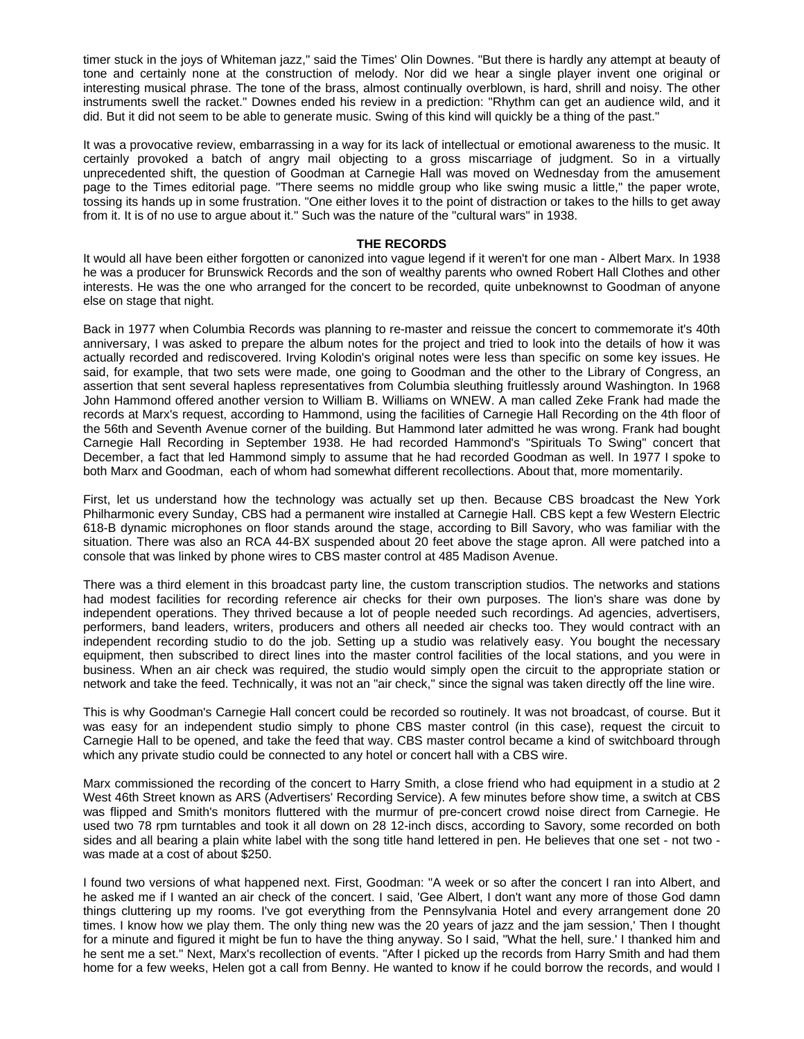timer stuck in the joys of Whiteman jazz," said the Times' Olin Downes. "But there is hardly any attempt at beauty of tone and certainly none at the construction of melody. Nor did we hear a single player invent one original or interesting musical phrase. The tone of the brass, almost continually overblown, is hard, shrill and noisy. The other instruments swell the racket." Downes ended his review in a prediction: "Rhythm can get an audience wild, and it did. But it did not seem to be able to generate music. Swing of this kind will quickly be a thing of the past."

It was a provocative review, embarrassing in a way for its lack of intellectual or emotional awareness to the music. It certainly provoked a batch of angry mail objecting to a gross miscarriage of judgment. So in a virtually unprecedented shift, the question of Goodman at Carnegie Hall was moved on Wednesday from the amusement page to the Times editorial page. "There seems no middle group who like swing music a little," the paper wrote, tossing its hands up in some frustration. "One either loves it to the point of distraction or takes to the hills to get away from it. It is of no use to argue about it." Such was the nature of the "cultural wars" in 1938.

## THE RECORDS

It would all have been either forgotten or canonized into vague legend if it weren't for one man - Albert Marx. In 1938 he was a producer for Brunswick Records and the son of wealthy parents who owned Robert Hall Clothes and other interests. He was the one who arranged for the concert to be recorded, quite unbeknownst to Goodman of anyone else on stage that night.

Back in 1977 when Columbia Records was planning to re-master and reissue the concert to commemorate it's 40th anniversary, I was asked to prepare the album notes for the project and tried to look into the details of how it was actually recorded and rediscovered. Irving Kolodin's original notes were less than specific on some key issues. He said, for example, that two sets were made, one going to Goodman and the other to the Library of Congress, an assertion that sent several hapless representatives from Columbia sleuthing fruitlessly around Washington. In 1968 John Hammond offered another version to William B. Williams on WNEW. A man called Zeke Frank had made the records at Marx's request, according to Hammond, using the facilities of Carnegie Hall Recording on the 4th floor of the 56th and Seventh Avenue corner of the building. But Hammond later admitted he was wrong. Frank had bought Carnegie Hall Recording in September 1938. He had recorded Hammond's "Spirituals To Swing" concert that December, a fact that led Hammond simply to assume that he had recorded Goodman as well. In 1977 I spoke to both Marx and Goodman, each of whom had somewhat different recollections. About that, more momentarily.

First, let us understand how the technology was actually set up then. Because CBS broadcast the New York Philharmonic every Sunday, CBS had a permanent wire installed at Carnegie Hall. CBS kept a few Western Electric 618-B dynamic microphones on floor stands around the stage, according to Bill Savory, who was familiar with the situation. There was also an RCA 44-BX suspended about 20 feet above the stage apron. All were patched into a console that was linked by phone wires to CBS master control at 485 Madison Avenue.

There was a third element in this broadcast party line, the custom transcription studios. The networks and stations had modest facilities for recording reference air checks for their own purposes. The lion's share was done by independent operations. They thrived because a lot of people needed such recordings. Ad agencies, advertisers, performers, band leaders, writers, producers and others all needed air checks too. They would contract with an independent recording studio to do the job. Setting up a studio was relatively easy. You bought the necessary equipment, then subscribed to direct lines into the master control facilities of the local stations, and you were in business. When an air check was required, the studio would simply open the circuit to the appropriate station or network and take the feed. Technically, it was not an "air check," since the signal was taken directly off the line wire.

This is why Goodman's Carnegie Hall concert could be recorded so routinely. It was not broadcast, of course. But it was easy for an independent studio simply to phone CBS master control (in this case), request the circuit to Carnegie Hall to be opened, and take the feed that way. CBS master control became a kind of switchboard through which any private studio could be connected to any hotel or concert hall with a CBS wire.

Marx commissioned the recording of the concert to Harry Smith, a close friend who had equipment in a studio at 2 West 46th Street known as ARS (Advertisers' Recording Service). A few minutes before show time, a switch at CBS was flipped and Smith's monitors fluttered with the murmur of pre-concert crowd noise direct from Carnegie. He used two 78 rpm turntables and took it all down on 28 12-inch discs, according to Savory, some recorded on both sides and all bearing a plain white label with the song title hand lettered in pen. He believes that one set - not two - was made at a cost of about $250.

I found two versions of what happened next. First, Goodman: "A week or so after the concert I ran into Albert, and he asked me if I wanted an air check of the concert. I said, 'Gee Albert, I don't want any more of those God damn things cluttering up my rooms. I've got everything from the Pennsylvania Hotel and every arrangement done 20 times. I know how we play them. The only thing new was the 20 years of jazz and the jam session,' Then I thought for a minute and figured it might be fun to have the thing anyway. So I said, "What the hell, sure.' I thanked him and he sent me a set." Next, Marx's recollection of events. "After I picked up the records from Harry Smith and had them home for a few weeks, Helen got a call from Benny. He wanted to know if he could borrow the records, and would I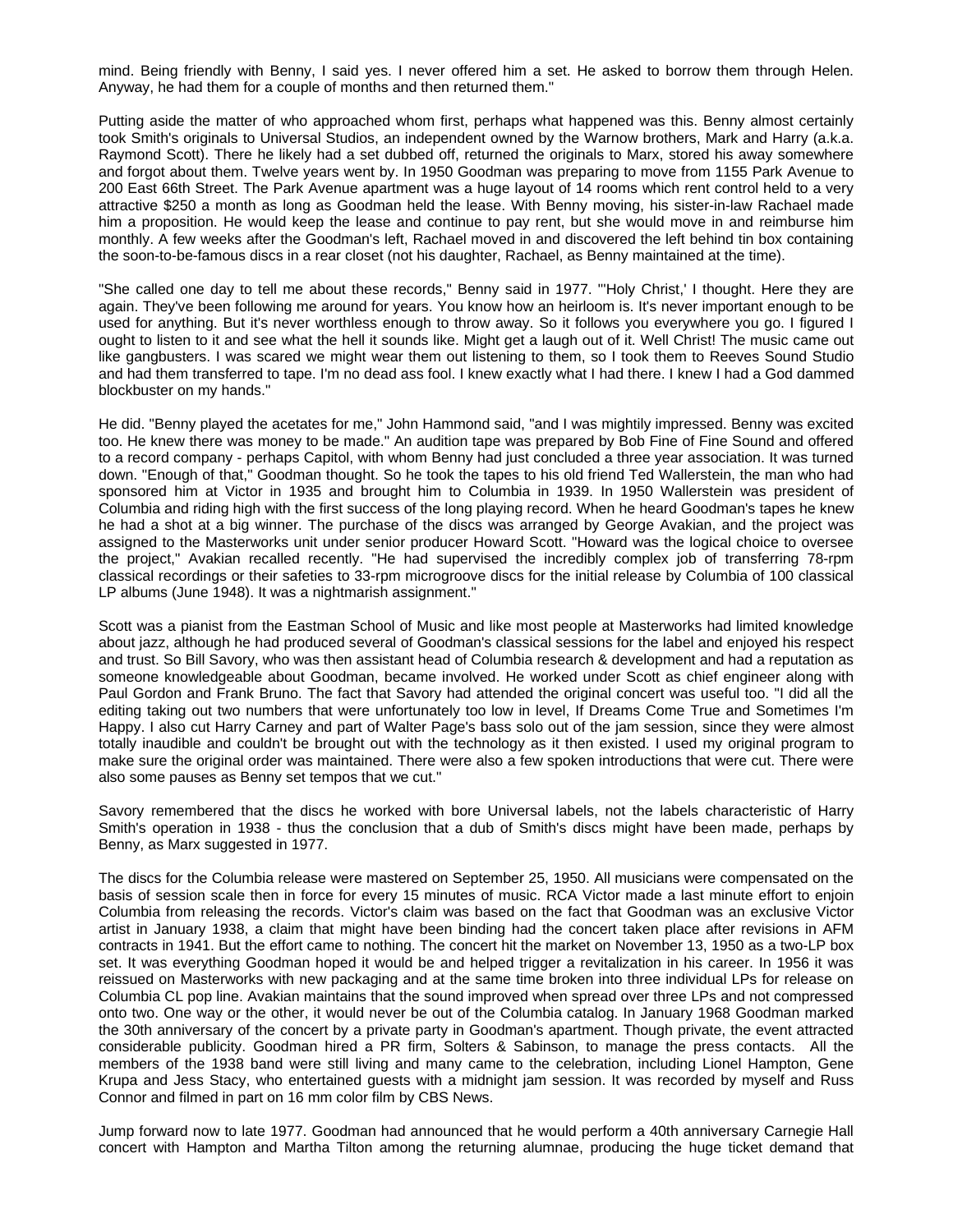mind. Being friendly with Benny, I said yes. I never offered him a set. He asked to borrow them through Helen. Anyway, he had them for a couple of months and then returned them."

Putting aside the matter of who approached whom first, perhaps what happened was this. Benny almost certainly took Smith's originals to Universal Studios, an independent owned by the Warnow brothers, Mark and Harry (a.k.a. Raymond Scott). There he likely had a set dubbed off, returned the originals to Marx, stored his away somewhere and forgot about them. Twelve years went by. In 1950 Goodman was preparing to move from 1155 Park Avenue to 200 East 66th Street. The Park Avenue apartment was a huge layout of 14 rooms which rent control held to a very attractive $250 a month as long as Goodman held the lease. With Benny moving, his sister-in-law Rachael made him a proposition. He would keep the lease and continue to pay rent, but she would move in and reimburse him monthly. A few weeks after the Goodman's left, Rachael moved in and discovered the left behind tin box containing the soon-to-be-famous discs in a rear closet (not his daughter, Rachael, as Benny maintained at the time).

"She called one day to tell me about these records," Benny said in 1977. "'Holy Christ,' I thought. Here they are again. They've been following me around for years. You know how an heirloom is. It's never important enough to be used for anything. But it's never worthless enough to throw away. So it follows you everywhere you go. I figured I ought to listen to it and see what the hell it sounds like. Might get a laugh out of it. Well Christ! The music came out like gangbusters. I was scared we might wear them out listening to them, so I took them to Reeves Sound Studio and had them transferred to tape. I'm no dead ass fool. I knew exactly what I had there. I knew I had a God dammed blockbuster on my hands."

He did. "Benny played the acetates for me," John Hammond said, "and I was mightily impressed. Benny was excited too. He knew there was money to be made." An audition tape was prepared by Bob Fine of Fine Sound and offered to a record company - perhaps Capitol, with whom Benny had just concluded a three year association. It was turned down. "Enough of that," Goodman thought. So he took the tapes to his old friend Ted Wallerstein, the man who had sponsored him at Victor in 1935 and brought him to Columbia in 1939. In 1950 Wallerstein was president of Columbia and riding high with the first success of the long playing record. When he heard Goodman's tapes he knew he had a shot at a big winner. The purchase of the discs was arranged by George Avakian, and the project was assigned to the Masterworks unit under senior producer Howard Scott. "Howard was the logical choice to oversee the project," Avakian recalled recently. "He had supervised the incredibly complex job of transferring 78-rpm classical recordings or their safeties to 33-rpm microgroove discs for the initial release by Columbia of 100 classical LP albums (June 1948). It was a nightmarish assignment."

Scott was a pianist from the Eastman School of Music and like most people at Masterworks had limited knowledge about jazz, although he had produced several of Goodman's classical sessions for the label and enjoyed his respect and trust. So Bill Savory, who was then assistant head of Columbia research & development and had a reputation as someone knowledgeable about Goodman, became involved. He worked under Scott as chief engineer along with Paul Gordon and Frank Bruno. The fact that Savory had attended the original concert was useful too. "I did all the editing taking out two numbers that were unfortunately too low in level, If Dreams Come True and Sometimes I'm Happy. I also cut Harry Carney and part of Walter Page's bass solo out of the jam session, since they were almost totally inaudible and couldn't be brought out with the technology as it then existed. I used my original program to make sure the original order was maintained. There were also a few spoken introductions that were cut. There were also some pauses as Benny set tempos that we cut."

Savory remembered that the discs he worked with bore Universal labels, not the labels characteristic of Harry Smith's operation in 1938 - thus the conclusion that a dub of Smith's discs might have been made, perhaps by Benny, as Marx suggested in 1977.

The discs for the Columbia release were mastered on September 25, 1950. All musicians were compensated on the basis of session scale then in force for every 15 minutes of music. RCA Victor made a last minute effort to enjoin Columbia from releasing the records. Victor's claim was based on the fact that Goodman was an exclusive Victor artist in January 1938, a claim that might have been binding had the concert taken place after revisions in AFM contracts in 1941. But the effort came to nothing. The concert hit the market on November 13, 1950 as a two-LP box set. It was everything Goodman hoped it would be and helped trigger a revitalization in his career. In 1956 it was reissued on Masterworks with new packaging and at the same time broken into three individual LPs for release on Columbia CL pop line. Avakian maintains that the sound improved when spread over three LPs and not compressed onto two. One way or the other, it would never be out of the Columbia catalog. In January 1968 Goodman marked the 30th anniversary of the concert by a private party in Goodman's apartment. Though private, the event attracted considerable publicity. Goodman hired a PR firm, Solters & Sabinson, to manage the press contacts. All the members of the 1938 band were still living and many came to the celebration, including Lionel Hampton, Gene Krupa and Jess Stacy, who entertained guests with a midnight jam session. It was recorded by myself and Russ Connor and filmed in part on 16 mm color film by CBS News.

Jump forward now to late 1977. Goodman had announced that he would perform a 40th anniversary Carnegie Hall concert with Hampton and Martha Tilton among the returning alumnae, producing the huge ticket demand that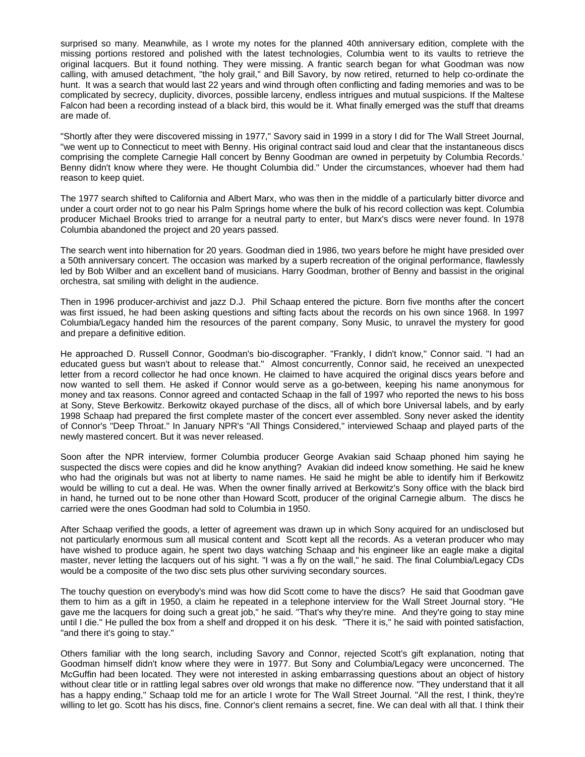surprised so many. Meanwhile, as I wrote my notes for the planned 40th anniversary edition, complete with the missing portions restored and polished with the latest technologies, Columbia went to its vaults to retrieve the original lacquers. But it found nothing. They were missing. A frantic search began for what Goodman was now calling, with amused detachment, "the holy grail," and Bill Savory, by now retired, returned to help co-ordinate the hunt. It was a search that would last 22 years and wind through often conflicting and fading memories and was to be complicated by secrecy, duplicity, divorces, possible larceny, endless intrigues and mutual suspicions. If the Maltese Falcon had been a recording instead of a black bird, this would be it. What finally emerged was the stuff that dreams are made of.

"Shortly after they were discovered missing in 1977," Savory said in 1999 in a story I did for The Wall Street Journal, "we went up to Connecticut to meet with Benny. His original contract said loud and clear that the instantaneous discs comprising the complete Carnegie Hall concert by Benny Goodman are owned in perpetuity by Columbia Records.' Benny didn't know where they were. He thought Columbia did." Under the circumstances, whoever had them had reason to keep quiet.

The 1977 search shifted to California and Albert Marx, who was then in the middle of a particularly bitter divorce and under a court order not to go near his Palm Springs home where the bulk of his record collection was kept. Columbia producer Michael Brooks tried to arrange for a neutral party to enter, but Marx's discs were never found. In 1978 Columbia abandoned the project and 20 years passed.

The search went into hibernation for 20 years. Goodman died in 1986, two years before he might have presided over a 50th anniversary concert. The occasion was marked by a superb recreation of the original performance, flawlessly led by Bob Wilber and an excellent band of musicians. Harry Goodman, brother of Benny and bassist in the original orchestra, sat smiling with delight in the audience.

Then in 1996 producer-archivist and jazz D.J. Phil Schaap entered the picture. Born five months after the concert was first issued, he had been asking questions and sifting facts about the records on his own since 1968. In 1997 Columbia/Legacy handed him the resources of the parent company, Sony Music, to unravel the mystery for good and prepare a definitive edition.

He approached D. Russell Connor, Goodman's bio-discographer. "Frankly, I didn't know," Connor said. "I had an educated guess but wasn't about to release that." Almost concurrently, Connor said, he received an unexpected letter from a record collector he had once known. He claimed to have acquired the original discs years before and now wanted to sell them. He asked if Connor would serve as a go-between, keeping his name anonymous for money and tax reasons. Connor agreed and contacted Schaap in the fall of 1997 who reported the news to his boss at Sony, Steve Berkowitz. Berkowitz okayed purchase of the discs, all of which bore Universal labels, and by early 1998 Schaap had prepared the first complete master of the concert ever assembled. Sony never asked the identity of Connor's "Deep Throat." In January NPR's "All Things Considered," interviewed Schaap and played parts of the newly mastered concert. But it was never released.

Soon after the NPR interview, former Columbia producer George Avakian said Schaap phoned him saying he suspected the discs were copies and did he know anything? Avakian did indeed know something. He said he knew who had the originals but was not at liberty to name names. He said he might be able to identify him if Berkowitz would be willing to cut a deal. He was. When the owner finally arrived at Berkowitz's Sony office with the black bird in hand, he turned out to be none other than Howard Scott, producer of the original Carnegie album. The discs he carried were the ones Goodman had sold to Columbia in 1950.

After Schaap verified the goods, a letter of agreement was drawn up in which Sony acquired for an undisclosed but not particularly enormous sum all musical content and Scott kept all the records. As a veteran producer who may have wished to produce again, he spent two days watching Schaap and his engineer like an eagle make a digital master, never letting the lacquers out of his sight. "I was a fly on the wall," he said. The final Columbia/Legacy CDs would be a composite of the two disc sets plus other surviving secondary sources.

The touchy question on everybody's mind was how did Scott come to have the discs? He said that Goodman gave them to him as a gift in 1950, a claim he repeated in a telephone interview for the Wall Street Journal story. "He gave me the lacquers for doing such a great job," he said. "That's why they're mine. And they're going to stay mine until I die." He pulled the box from a shelf and dropped it on his desk. "There it is," he said with pointed satisfaction, "and there it's going to stay."

Others familiar with the long search, including Savory and Connor, rejected Scott's gift explanation, noting that Goodman himself didn't know where they were in 1977. But Sony and Columbia/Legacy were unconcerned. The McGuffin had been located. They were not interested in asking embarrassing questions about an object of history without clear title or in rattling legal sabres over old wrongs that make no difference now. "They understand that it all has a happy ending," Schaap told me for an article I wrote for The Wall Street Journal. "All the rest, I think, they're willing to let go. Scott has his discs, fine. Connor's client remains a secret, fine. We can deal with all that. I think their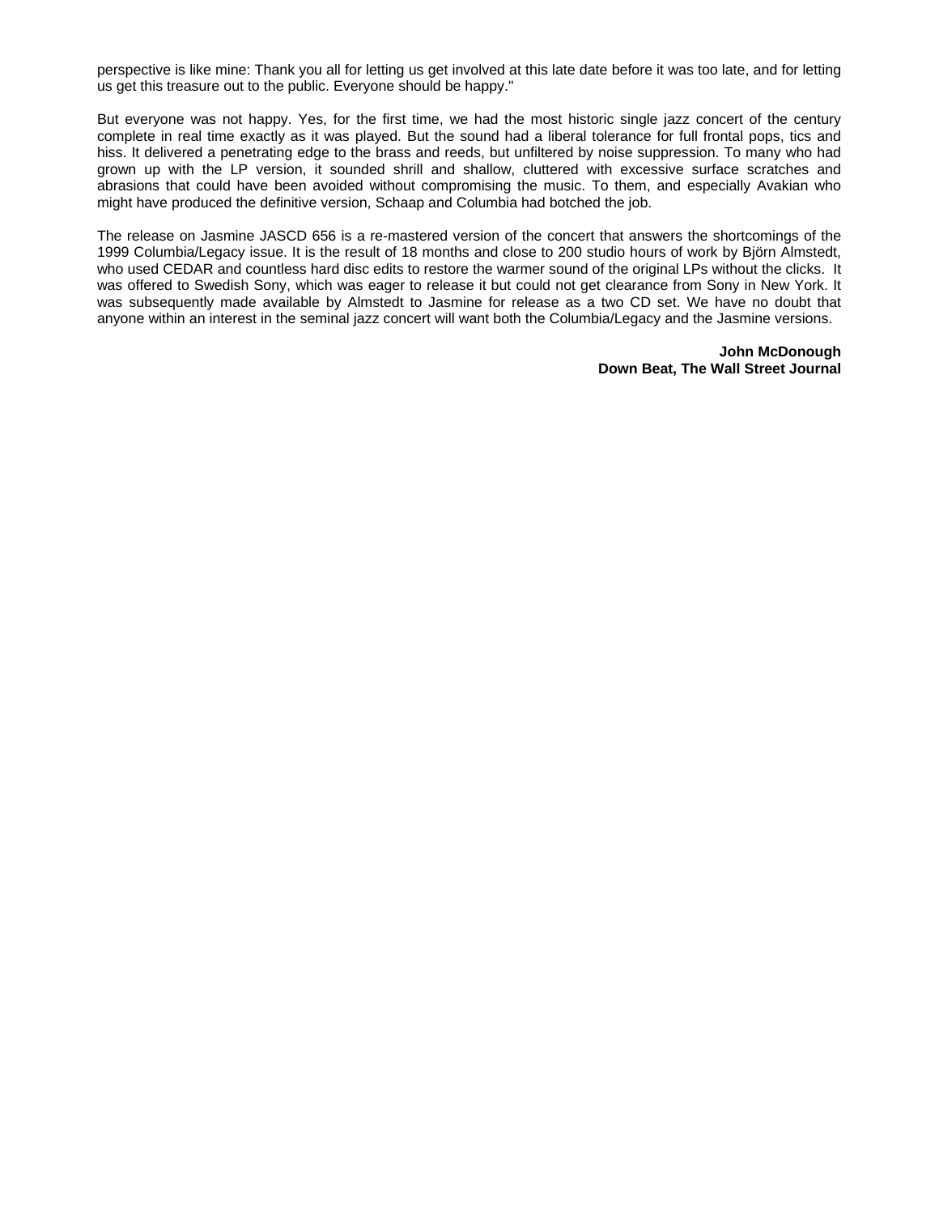perspective is like mine: Thank you all for letting us get involved at this late date before it was too late, and for letting us get this treasure out to the public. Everyone should be happy."

But everyone was not happy. Yes, for the first time, we had the most historic single jazz concert of the century complete in real time exactly as it was played. But the sound had a liberal tolerance for full frontal pops, tics and hiss. It delivered a penetrating edge to the brass and reeds, but unfiltered by noise suppression. To many who had grown up with the LP version, it sounded shrill and shallow, cluttered with excessive surface scratches and abrasions that could have been avoided without compromising the music. To them, and especially Avakian who might have produced the definitive version, Schaap and Columbia had botched the job.

The release on Jasmine JASCD 656 is a re-mastered version of the concert that answers the shortcomings of the 1999 Columbia/Legacy issue. It is the result of 18 months and close to 200 studio hours of work by Björn Almstedt, who used CEDAR and countless hard disc edits to restore the warmer sound of the original LPs without the clicks. It was offered to Swedish Sony, which was eager to release it but could not get clearance from Sony in New York. It was subsequently made available by Almstedt to Jasmine for release as a two CD set. We have no doubt that anyone within an interest in the seminal jazz concert will want both the Columbia/Legacy and the Jasmine versions.

**John McDonough**
**Down Beat, The Wall Street Journal**